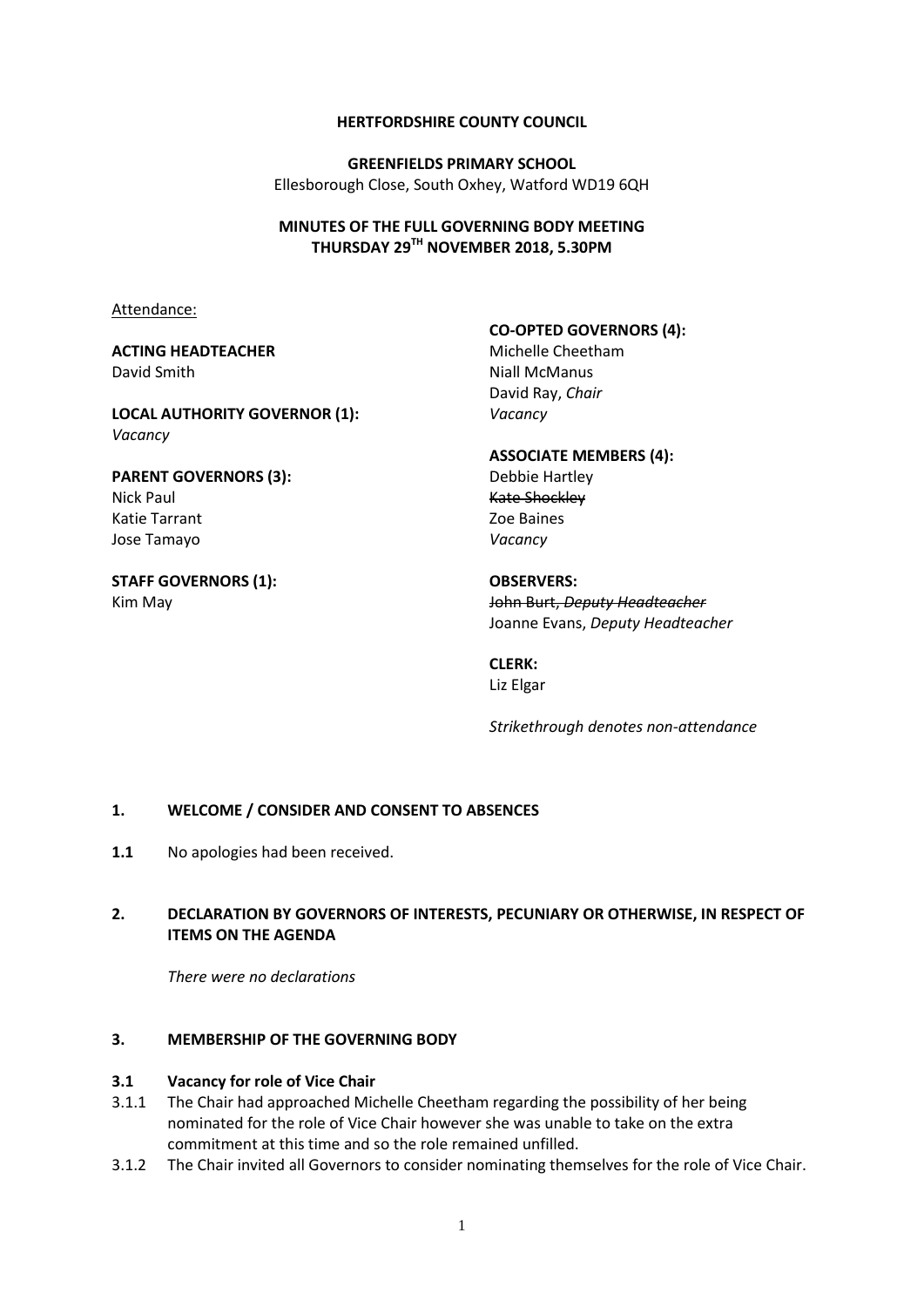**HERTFORDSHIRE COUNTY COUNCIL**

**GREENFIELDS PRIMARY SCHOOL**
Ellesborough Close, South Oxhey, Watford WD19 6QH

**MINUTES OF THE FULL GOVERNING BODY MEETING**
**THURSDAY 29TH NOVEMBER 2018, 5.30PM**

Attendance:

**ACTING HEADTEACHER**
David Smith

**LOCAL AUTHORITY GOVERNOR (1):**
*Vacancy*

**PARENT GOVERNORS (3):**
Nick Paul
Katie Tarrant
Jose Tamayo

**STAFF GOVERNORS (1):**
Kim May

**CO-OPTED GOVERNORS (4):**
Michelle Cheetham
Niall McManus
David Ray, *Chair*
*Vacancy*

**ASSOCIATE MEMBERS (4):**
Debbie Hartley
~~Kate Shockley~~
Zoe Baines
*Vacancy*

**OBSERVERS:**
~~John Burt, *Deputy Headteacher*~~
Joanne Evans, *Deputy Headteacher*

**CLERK:**
Liz Elgar

*Strikethrough denotes non-attendance*

## 1. WELCOME / CONSIDER AND CONSENT TO ABSENCES

**1.1** No apologies had been received.

## 2. DECLARATION BY GOVERNORS OF INTERESTS, PECUNIARY OR OTHERWISE, IN RESPECT OF ITEMS ON THE AGENDA

*There were no declarations*

## 3. MEMBERSHIP OF THE GOVERNING BODY

### 3.1 Vacancy for role of Vice Chair

3.1.1 The Chair had approached Michelle Cheetham regarding the possibility of her being nominated for the role of Vice Chair however she was unable to take on the extra commitment at this time and so the role remained unfilled.

3.1.2 The Chair invited all Governors to consider nominating themselves for the role of Vice Chair.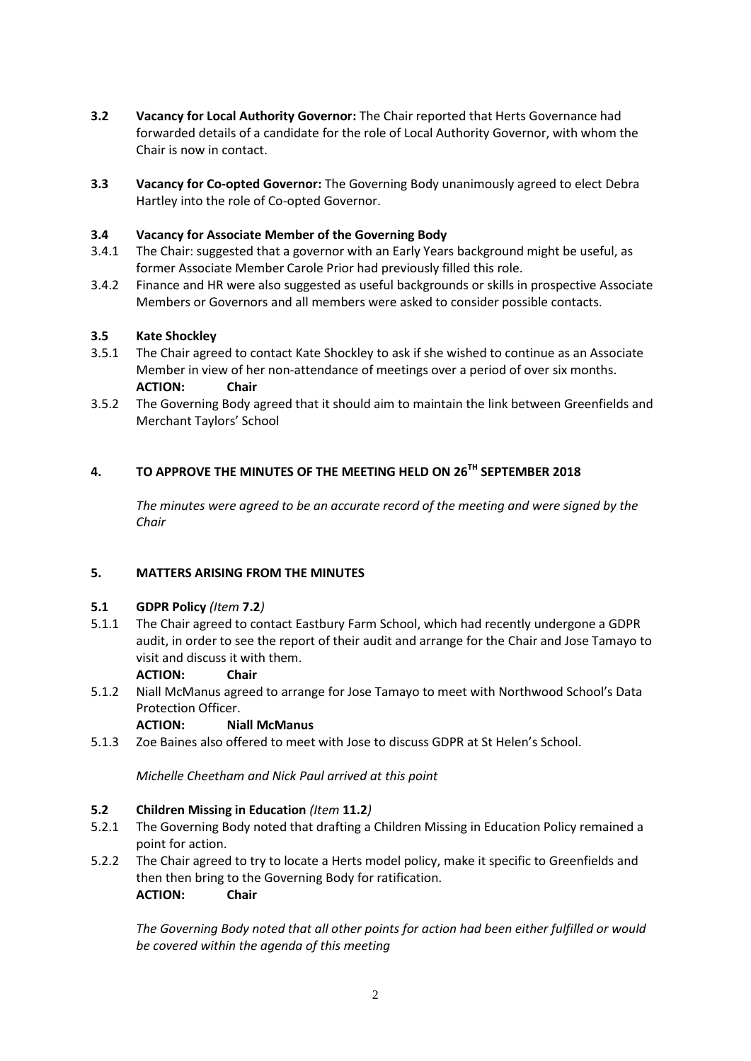**3.2 Vacancy for Local Authority Governor:** The Chair reported that Herts Governance had forwarded details of a candidate for the role of Local Authority Governor, with whom the Chair is now in contact.

**3.3 Vacancy for Co-opted Governor:** The Governing Body unanimously agreed to elect Debra Hartley into the role of Co-opted Governor.

### 3.4 Vacancy for Associate Member of the Governing Body

3.4.1 The Chair: suggested that a governor with an Early Years background might be useful, as former Associate Member Carole Prior had previously filled this role.

3.4.2 Finance and HR were also suggested as useful backgrounds or skills in prospective Associate Members or Governors and all members were asked to consider possible contacts.

### 3.5 Kate Shockley

3.5.1 The Chair agreed to contact Kate Shockley to ask if she wished to continue as an Associate Member in view of her non-attendance of meetings over a period of over six months.
**ACTION: Chair**

3.5.2 The Governing Body agreed that it should aim to maintain the link between Greenfields and Merchant Taylors' School

## 4. TO APPROVE THE MINUTES OF THE MEETING HELD ON 26TH SEPTEMBER 2018

*The minutes were agreed to be an accurate record of the meeting and were signed by the Chair*

## 5. MATTERS ARISING FROM THE MINUTES

### 5.1 GDPR Policy *(Item* 7.2*)*

5.1.1 The Chair agreed to contact Eastbury Farm School, which had recently undergone a GDPR audit, in order to see the report of their audit and arrange for the Chair and Jose Tamayo to visit and discuss it with them.
**ACTION: Chair**

5.1.2 Niall McManus agreed to arrange for Jose Tamayo to meet with Northwood School's Data Protection Officer.
**ACTION: Niall McManus**

5.1.3 Zoe Baines also offered to meet with Jose to discuss GDPR at St Helen's School.

*Michelle Cheetham and Nick Paul arrived at this point*

### 5.2 Children Missing in Education *(Item* 11.2*)*

5.2.1 The Governing Body noted that drafting a Children Missing in Education Policy remained a point for action.

5.2.2 The Chair agreed to try to locate a Herts model policy, make it specific to Greenfields and then then bring to the Governing Body for ratification.
**ACTION: Chair**

*The Governing Body noted that all other points for action had been either fulfilled or would be covered within the agenda of this meeting*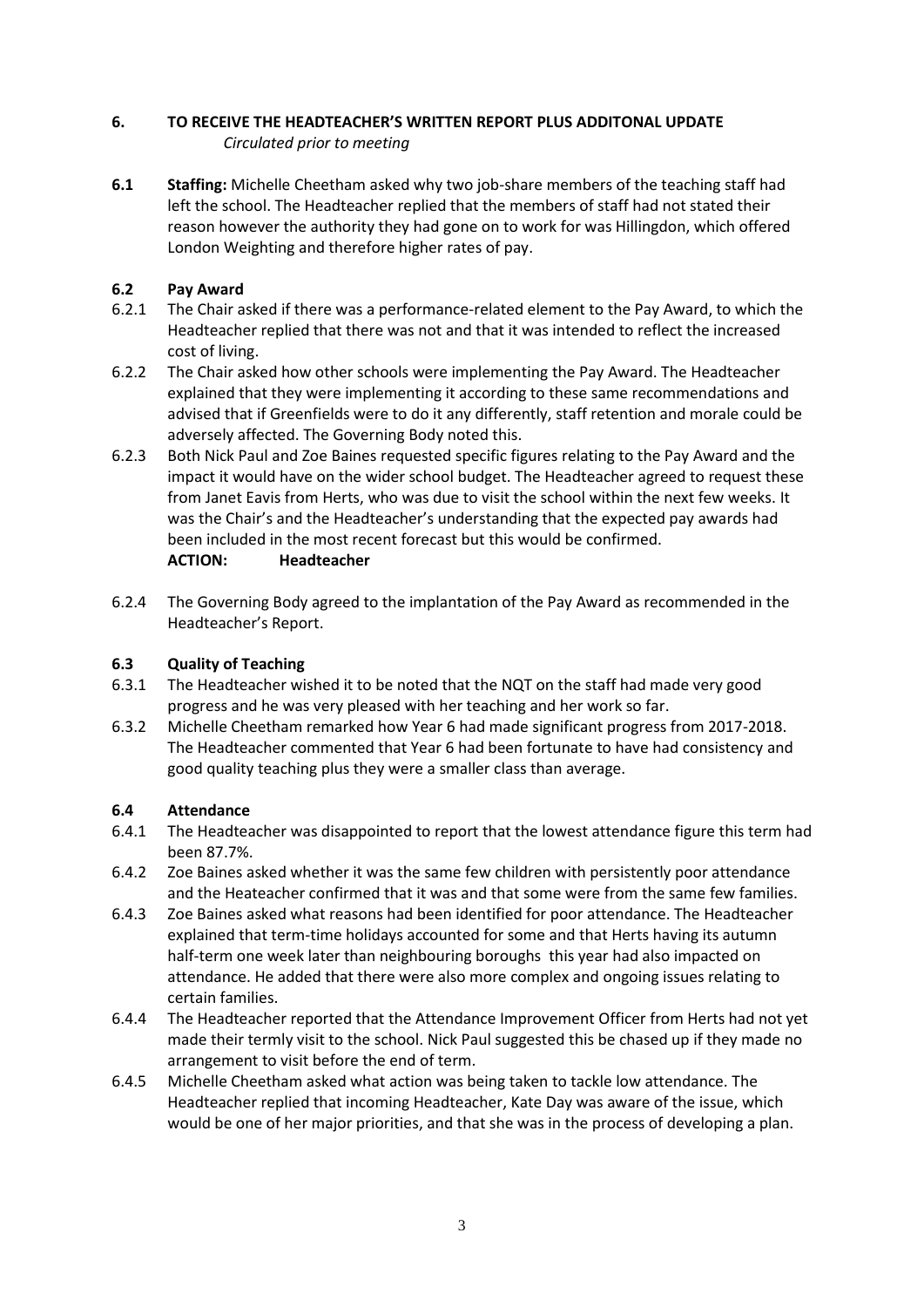## 6. TO RECEIVE THE HEADTEACHER'S WRITTEN REPORT PLUS ADDITONAL UPDATE

*Circulated prior to meeting*

**6.1 Staffing:** Michelle Cheetham asked why two job-share members of the teaching staff had left the school. The Headteacher replied that the members of staff had not stated their reason however the authority they had gone on to work for was Hillingdon, which offered London Weighting and therefore higher rates of pay.

### 6.2 Pay Award

6.2.1 The Chair asked if there was a performance-related element to the Pay Award, to which the Headteacher replied that there was not and that it was intended to reflect the increased cost of living.

6.2.2 The Chair asked how other schools were implementing the Pay Award. The Headteacher explained that they were implementing it according to these same recommendations and advised that if Greenfields were to do it any differently, staff retention and morale could be adversely affected. The Governing Body noted this.

6.2.3 Both Nick Paul and Zoe Baines requested specific figures relating to the Pay Award and the impact it would have on the wider school budget. The Headteacher agreed to request these from Janet Eavis from Herts, who was due to visit the school within the next few weeks. It was the Chair's and the Headteacher's understanding that the expected pay awards had been included in the most recent forecast but this would be confirmed.

**ACTION: Headteacher**

6.2.4 The Governing Body agreed to the implantation of the Pay Award as recommended in the Headteacher's Report.

### 6.3 Quality of Teaching

6.3.1 The Headteacher wished it to be noted that the NQT on the staff had made very good progress and he was very pleased with her teaching and her work so far.

6.3.2 Michelle Cheetham remarked how Year 6 had made significant progress from 2017-2018. The Headteacher commented that Year 6 had been fortunate to have had consistency and good quality teaching plus they were a smaller class than average.

### 6.4 Attendance

6.4.1 The Headteacher was disappointed to report that the lowest attendance figure this term had been 87.7%.

6.4.2 Zoe Baines asked whether it was the same few children with persistently poor attendance and the Heateacher confirmed that it was and that some were from the same few families.

6.4.3 Zoe Baines asked what reasons had been identified for poor attendance. The Headteacher explained that term-time holidays accounted for some and that Herts having its autumn half-term one week later than neighbouring boroughs this year had also impacted on attendance. He added that there were also more complex and ongoing issues relating to certain families.

6.4.4 The Headteacher reported that the Attendance Improvement Officer from Herts had not yet made their termly visit to the school. Nick Paul suggested this be chased up if they made no arrangement to visit before the end of term.

6.4.5 Michelle Cheetham asked what action was being taken to tackle low attendance. The Headteacher replied that incoming Headteacher, Kate Day was aware of the issue, which would be one of her major priorities, and that she was in the process of developing a plan.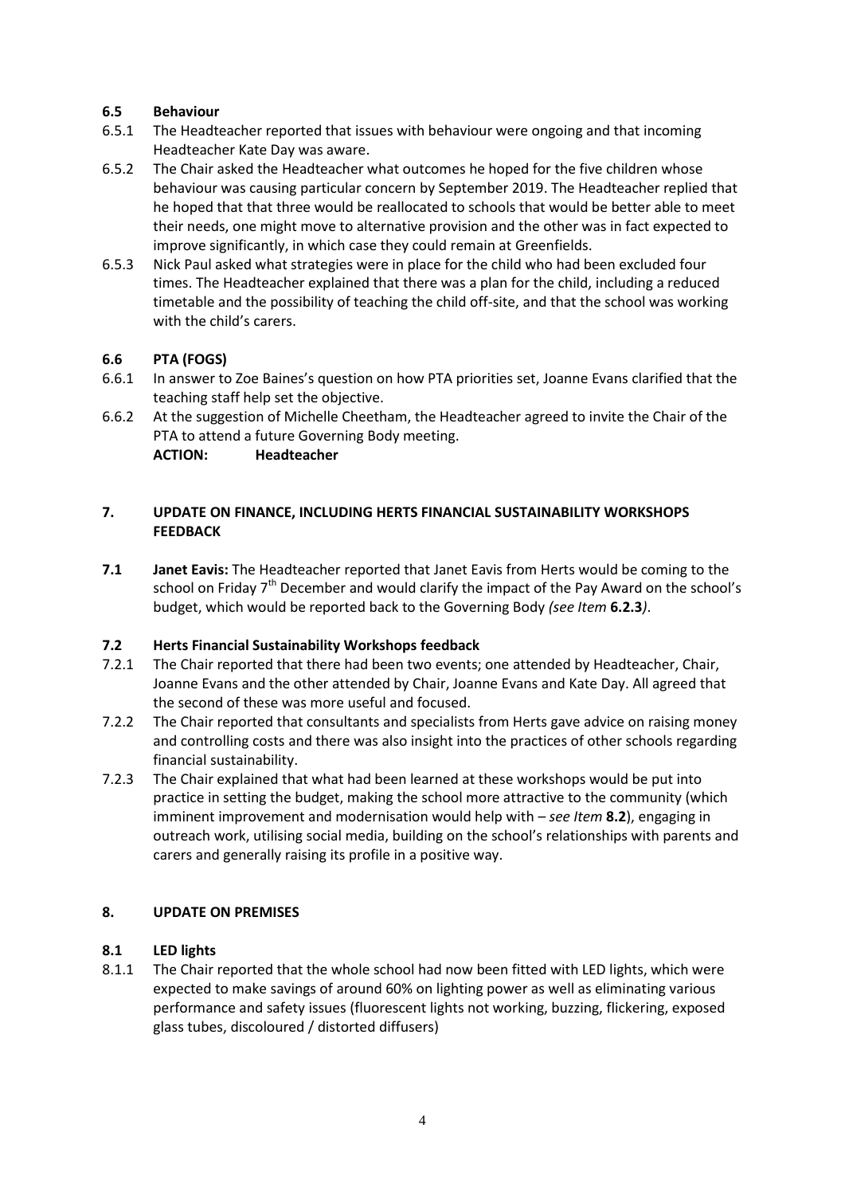### 6.5 Behaviour

6.5.1 The Headteacher reported that issues with behaviour were ongoing and that incoming Headteacher Kate Day was aware.

6.5.2 The Chair asked the Headteacher what outcomes he hoped for the five children whose behaviour was causing particular concern by September 2019. The Headteacher replied that he hoped that that three would be reallocated to schools that would be better able to meet their needs, one might move to alternative provision and the other was in fact expected to improve significantly, in which case they could remain at Greenfields.

6.5.3 Nick Paul asked what strategies were in place for the child who had been excluded four times. The Headteacher explained that there was a plan for the child, including a reduced timetable and the possibility of teaching the child off-site, and that the school was working with the child's carers.

### 6.6 PTA (FOGS)

6.6.1 In answer to Zoe Baines's question on how PTA priorities set, Joanne Evans clarified that the teaching staff help set the objective.

6.6.2 At the suggestion of Michelle Cheetham, the Headteacher agreed to invite the Chair of the PTA to attend a future Governing Body meeting.

**ACTION: Headteacher**

## 7. UPDATE ON FINANCE, INCLUDING HERTS FINANCIAL SUSTAINABILITY WORKSHOPS FEEDBACK

**7.1 Janet Eavis:** The Headteacher reported that Janet Eavis from Herts would be coming to the school on Friday 7th December and would clarify the impact of the Pay Award on the school's budget, which would be reported back to the Governing Body *(see Item* **6.2.3***)*.

### 7.2 Herts Financial Sustainability Workshops feedback

7.2.1 The Chair reported that there had been two events; one attended by Headteacher, Chair, Joanne Evans and the other attended by Chair, Joanne Evans and Kate Day. All agreed that the second of these was more useful and focused.

7.2.2 The Chair reported that consultants and specialists from Herts gave advice on raising money and controlling costs and there was also insight into the practices of other schools regarding financial sustainability.

7.2.3 The Chair explained that what had been learned at these workshops would be put into practice in setting the budget, making the school more attractive to the community (which imminent improvement and modernisation would help with – *see Item* **8.2**), engaging in outreach work, utilising social media, building on the school's relationships with parents and carers and generally raising its profile in a positive way.

## 8. UPDATE ON PREMISES

### 8.1 LED lights

8.1.1 The Chair reported that the whole school had now been fitted with LED lights, which were expected to make savings of around 60% on lighting power as well as eliminating various performance and safety issues (fluorescent lights not working, buzzing, flickering, exposed glass tubes, discoloured / distorted diffusers)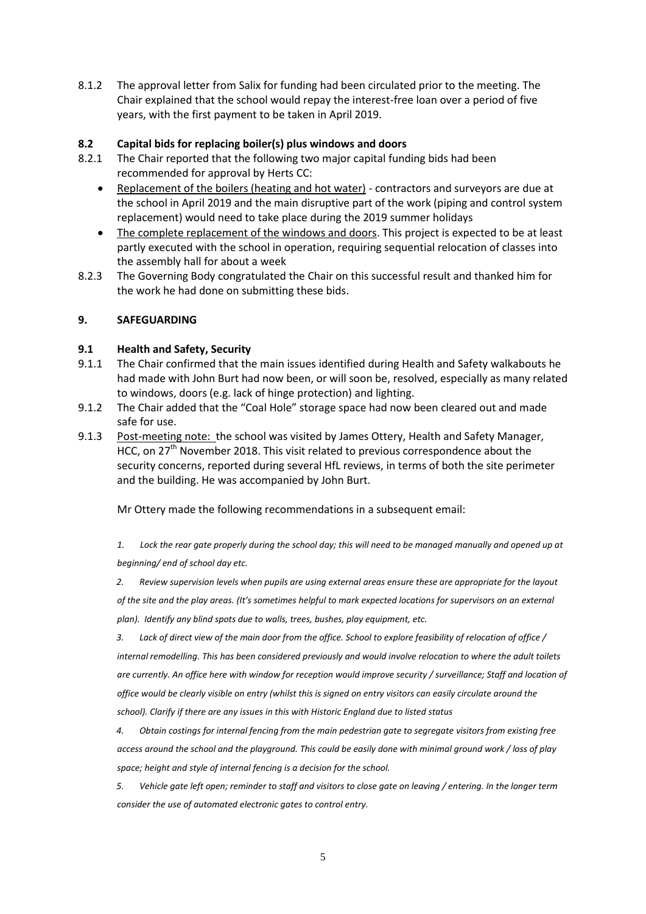8.1.2 The approval letter from Salix for funding had been circulated prior to the meeting. The Chair explained that the school would repay the interest-free loan over a period of five years, with the first payment to be taken in April 2019.

### 8.2 Capital bids for replacing boiler(s) plus windows and doors

8.2.1 The Chair reported that the following two major capital funding bids had been recommended for approval by Herts CC:

- <u>Replacement of the boilers (heating and hot water)</u> - contractors and surveyors are due at the school in April 2019 and the main disruptive part of the work (piping and control system replacement) would need to take place during the 2019 summer holidays
- <u>The complete replacement of the windows and doors</u>. This project is expected to be at least partly executed with the school in operation, requiring sequential relocation of classes into the assembly hall for about a week

8.2.3 The Governing Body congratulated the Chair on this successful result and thanked him for the work he had done on submitting these bids.

## 9. SAFEGUARDING

### 9.1 Health and Safety, Security

9.1.1 The Chair confirmed that the main issues identified during Health and Safety walkabouts he had made with John Burt had now been, or will soon be, resolved, especially as many related to windows, doors (e.g. lack of hinge protection) and lighting.

9.1.2 The Chair added that the "Coal Hole" storage space had now been cleared out and made safe for use.

9.1.3 <u>Post-meeting note:</u> the school was visited by James Ottery, Health and Safety Manager, HCC, on 27th November 2018. This visit related to previous correspondence about the security concerns, reported during several HfL reviews, in terms of both the site perimeter and the building. He was accompanied by John Burt.

Mr Ottery made the following recommendations in a subsequent email:

*1. Lock the rear gate properly during the school day; this will need to be managed manually and opened up at beginning/ end of school day etc.*

*2. Review supervision levels when pupils are using external areas ensure these are appropriate for the layout of the site and the play areas. (It's sometimes helpful to mark expected locations for supervisors on an external plan). Identify any blind spots due to walls, trees, bushes, play equipment, etc.*

*3. Lack of direct view of the main door from the office. School to explore feasibility of relocation of office / internal remodelling. This has been considered previously and would involve relocation to where the adult toilets are currently. An office here with window for reception would improve security / surveillance; Staff and location of office would be clearly visible on entry (whilst this is signed on entry visitors can easily circulate around the school). Clarify if there are any issues in this with Historic England due to listed status*

*4. Obtain costings for internal fencing from the main pedestrian gate to segregate visitors from existing free access around the school and the playground. This could be easily done with minimal ground work / loss of play space; height and style of internal fencing is a decision for the school.*

*5. Vehicle gate left open; reminder to staff and visitors to close gate on leaving / entering. In the longer term consider the use of automated electronic gates to control entry.*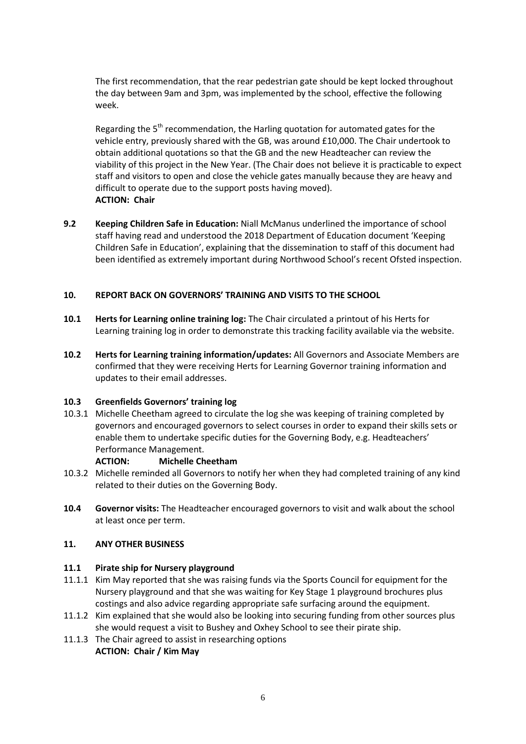The first recommendation, that the rear pedestrian gate should be kept locked throughout the day between 9am and 3pm, was implemented by the school, effective the following week.

Regarding the 5th recommendation, the Harling quotation for automated gates for the vehicle entry, previously shared with the GB, was around £10,000. The Chair undertook to obtain additional quotations so that the GB and the new Headteacher can review the viability of this project in the New Year. (The Chair does not believe it is practicable to expect staff and visitors to open and close the vehicle gates manually because they are heavy and difficult to operate due to the support posts having moved).
**ACTION: Chair**

**9.2 Keeping Children Safe in Education:** Niall McManus underlined the importance of school staff having read and understood the 2018 Department of Education document 'Keeping Children Safe in Education', explaining that the dissemination to staff of this document had been identified as extremely important during Northwood School's recent Ofsted inspection.

## 10. REPORT BACK ON GOVERNORS' TRAINING AND VISITS TO THE SCHOOL

**10.1 Herts for Learning online training log:** The Chair circulated a printout of his Herts for Learning training log in order to demonstrate this tracking facility available via the website.

**10.2 Herts for Learning training information/updates:** All Governors and Associate Members are confirmed that they were receiving Herts for Learning Governor training information and updates to their email addresses.

**10.3 Greenfields Governors' training log**

10.3.1 Michelle Cheetham agreed to circulate the log she was keeping of training completed by governors and encouraged governors to select courses in order to expand their skills sets or enable them to undertake specific duties for the Governing Body, e.g. Headteachers' Performance Management.
**ACTION: Michelle Cheetham**

10.3.2 Michelle reminded all Governors to notify her when they had completed training of any kind related to their duties on the Governing Body.

**10.4 Governor visits:** The Headteacher encouraged governors to visit and walk about the school at least once per term.

## 11. ANY OTHER BUSINESS

**11.1 Pirate ship for Nursery playground**

11.1.1 Kim May reported that she was raising funds via the Sports Council for equipment for the Nursery playground and that she was waiting for Key Stage 1 playground brochures plus costings and also advice regarding appropriate safe surfacing around the equipment.

11.1.2 Kim explained that she would also be looking into securing funding from other sources plus she would request a visit to Bushey and Oxhey School to see their pirate ship.

11.1.3 The Chair agreed to assist in researching options
**ACTION: Chair / Kim May**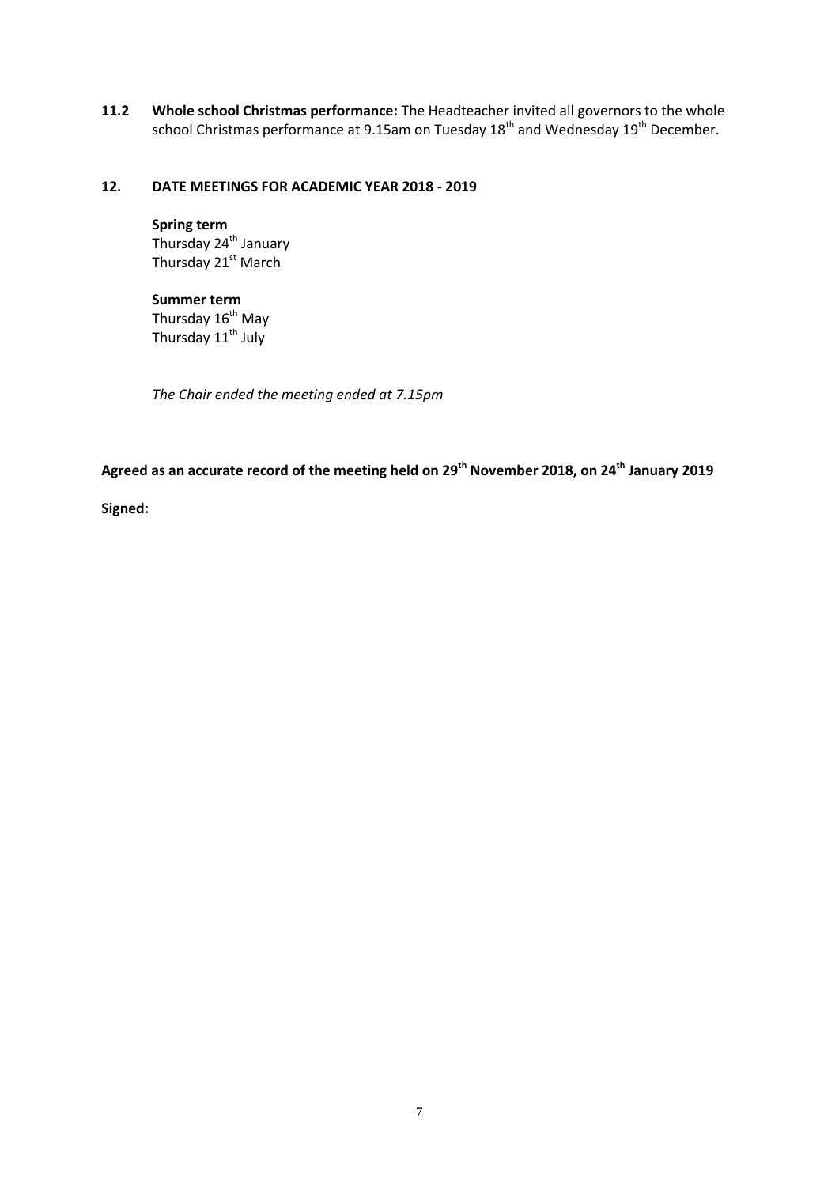**11.2 Whole school Christmas performance:** The Headteacher invited all governors to the whole school Christmas performance at 9.15am on Tuesday 18th and Wednesday 19th December.

## 12. DATE MEETINGS FOR ACADEMIC YEAR 2018 - 2019

**Spring term**
Thursday 24th January
Thursday 21st March

**Summer term**
Thursday 16th May
Thursday 11th July

*The Chair ended the meeting ended at 7.15pm*

**Agreed as an accurate record of the meeting held on 29th November 2018, on 24th January 2019**

**Signed:**